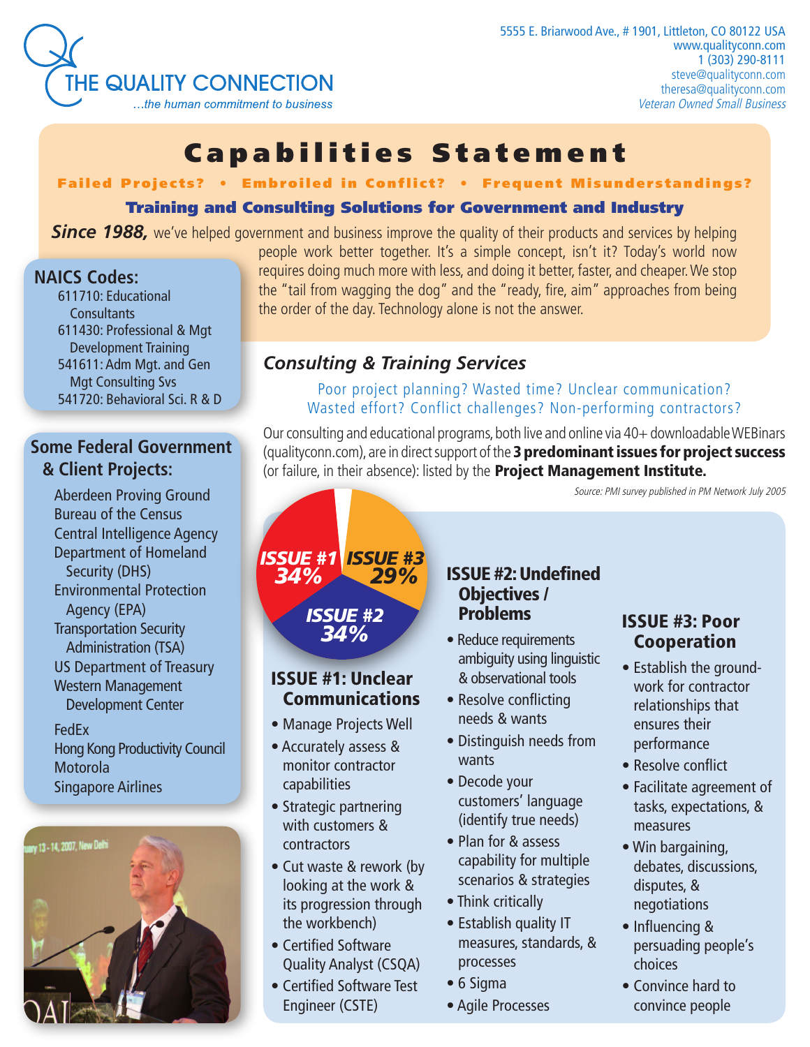# THE QUALITY CONNECTION

*...the human commitment to business*

5555 E. Briarwood Ave., # 1901, Littleton, CO 80122 USA
www.qualityconn.com
1 (303) 290-8111
steve@qualityconn.com
theresa@qualityconn.com
*Veteran Owned Small Business*

# Capabilities Statement

**Failed Projects? • Embroiled in Conflict? • Frequent Misunderstandings?**

**Training and Consulting Solutions for Government and Industry**

***Since 1988,*** we've helped government and business improve the quality of their products and services by helping people work better together. It's a simple concept, isn't it? Today's world now requires doing much more with less, and doing it better, faster, and cheaper. We stop the "tail from wagging the dog" and the "ready, fire, aim" approaches from being the order of the day. Technology alone is not the answer.

## NAICS Codes:

- 611710: Educational Consultants
- 611430: Professional & Mgt Development Training
- 541611: Adm Mgt. and Gen Mgt Consulting Svs
- 541720: Behavioral Sci. R & D

## Some Federal Government & Client Projects:

- Aberdeen Proving Ground
- Bureau of the Census
- Central Intelligence Agency
- Department of Homeland Security (DHS)
- Environmental Protection Agency (EPA)
- Transportation Security Administration (TSA)
- US Department of Treasury
- Western Management Development Center
- FedEx
- Hong Kong Productivity Council
- Motorola
- Singapore Airlines

## *Consulting & Training Services*

Poor project planning? Wasted time? Unclear communication? Wasted effort? Conflict challenges? Non-performing contractors?

Our consulting and educational programs, both live and online via 40+ downloadable WEBinars (qualityconn.com), are in direct support of the **3 predominant issues for project success** (or failure, in their absence): listed by the **Project Management Institute.**

*Source: PMI survey published in PM Network July 2005*

ISSUE #1 34% · ISSUE #2 34% · ISSUE #3 29%

### ISSUE #1: Unclear Communications

- Manage Projects Well
- Accurately assess & monitor contractor capabilities
- Strategic partnering with customers & contractors
- Cut waste & rework (by looking at the work & its progression through the workbench)
- Certified Software Quality Analyst (CSQA)
- Certified Software Test Engineer (CSTE)

### ISSUE #2: Undefined Objectives / Problems

- Reduce requirements ambiguity using linguistic & observational tools
- Resolve conflicting needs & wants
- Distinguish needs from wants
- Decode your customers' language (identify true needs)
- Plan for & assess capability for multiple scenarios & strategies
- Think critically
- Establish quality IT measures, standards, & processes
- 6 Sigma
- Agile Processes

### ISSUE #3: Poor Cooperation

- Establish the ground-work for contractor relationships that ensures their performance
- Resolve conflict
- Facilitate agreement of tasks, expectations, & measures
- Win bargaining, debates, discussions, disputes, & negotiations
- Influencing & persuading people's choices
- Convince hard to convince people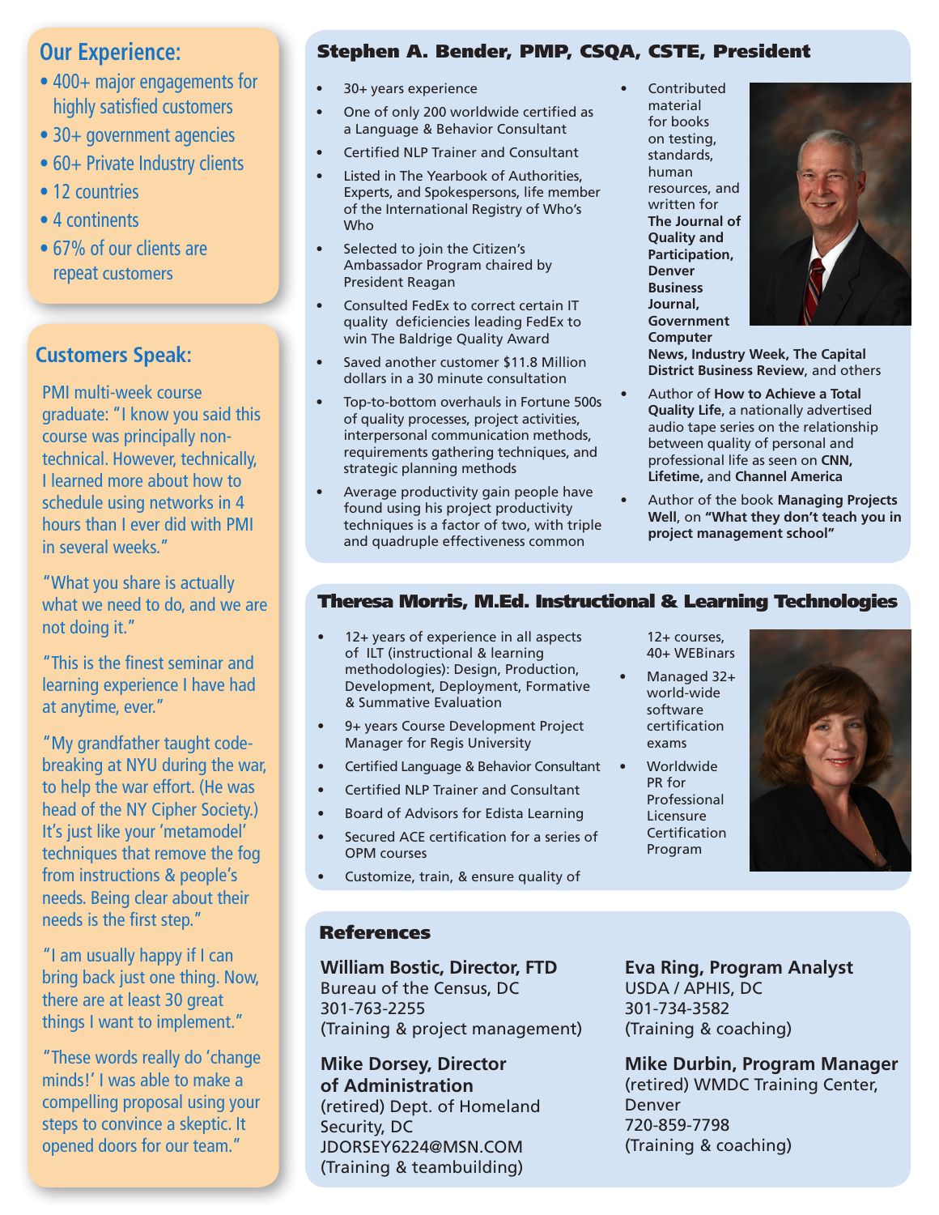## Our Experience:

- 400+ major engagements for highly satisfied customers
- 30+ government agencies
- 60+ Private Industry clients
- 12 countries
- 4 continents
- 67% of our clients are repeat customers

## Customers Speak:

PMI multi-week course graduate: "I know you said this course was principally non-technical. However, technically, I learned more about how to schedule using networks in 4 hours than I ever did with PMI in several weeks."

"What you share is actually what we need to do, and we are not doing it."

"This is the finest seminar and learning experience I have had at anytime, ever."

"My grandfather taught code-breaking at NYU during the war, to help the war effort. (He was head of the NY Cipher Society.) It's just like your 'metamodel' techniques that remove the fog from instructions & people's needs. Being clear about their needs is the first step."

"I am usually happy if I can bring back just one thing. Now, there are at least 30 great things I want to implement."

"These words really do 'change minds!' I was able to make a compelling proposal using your steps to convince a skeptic. It opened doors for our team."

## Stephen A. Bender, PMP, CSQA, CSTE, President

- 30+ years experience
- One of only 200 worldwide certified as a Language & Behavior Consultant
- Certified NLP Trainer and Consultant
- Listed in The Yearbook of Authorities, Experts, and Spokespersons, life member of the International Registry of Who's Who
- Selected to join the Citizen's Ambassador Program chaired by President Reagan
- Consulted FedEx to correct certain IT quality deficiencies leading FedEx to win The Baldrige Quality Award
- Saved another customer $11.8 Million dollars in a 30 minute consultation
- Top-to-bottom overhauls in Fortune 500s of quality processes, project activities, interpersonal communication methods, requirements gathering techniques, and strategic planning methods
- Average productivity gain people have found using his project productivity techniques is a factor of two, with triple and quadruple effectiveness common
- Contributed material for books on testing, standards, human resources, and written for **The Journal of Quality and Participation, Denver Business Journal, Government Computer News, Industry Week, The Capital District Business Review**, and others
- Author of **How to Achieve a Total Quality Life**, a nationally advertised audio tape series on the relationship between quality of personal and professional life as seen on **CNN, Lifetime,** and **Channel America**
- Author of the book **Managing Projects Well**, on **"What they don't teach you in project management school"**

## Theresa Morris, M.Ed. Instructional & Learning Technologies

- 12+ years of experience in all aspects of ILT (instructional & learning methodologies): Design, Production, Development, Deployment, Formative & Summative Evaluation
- 9+ years Course Development Project Manager for Regis University
- Certified Language & Behavior Consultant
- Certified NLP Trainer and Consultant
- Board of Advisors for Edista Learning
- Secured ACE certification for a series of OPM courses
- Customize, train, & ensure quality of 12+ courses, 40+ WEBinars
- Managed 32+ world-wide software certification exams
- Worldwide PR for Professional Licensure Certification Program

## References

**William Bostic, Director, FTD**
Bureau of the Census, DC
301-763-2255
(Training & project management)

**Mike Dorsey, Director of Administration**
(retired) Dept. of Homeland Security, DC
JDORSEY6224@MSN.COM
(Training & teambuilding)

**Eva Ring, Program Analyst**
USDA / APHIS, DC
301-734-3582
(Training & coaching)

**Mike Durbin, Program Manager**
(retired) WMDC Training Center, Denver
720-859-7798
(Training & coaching)